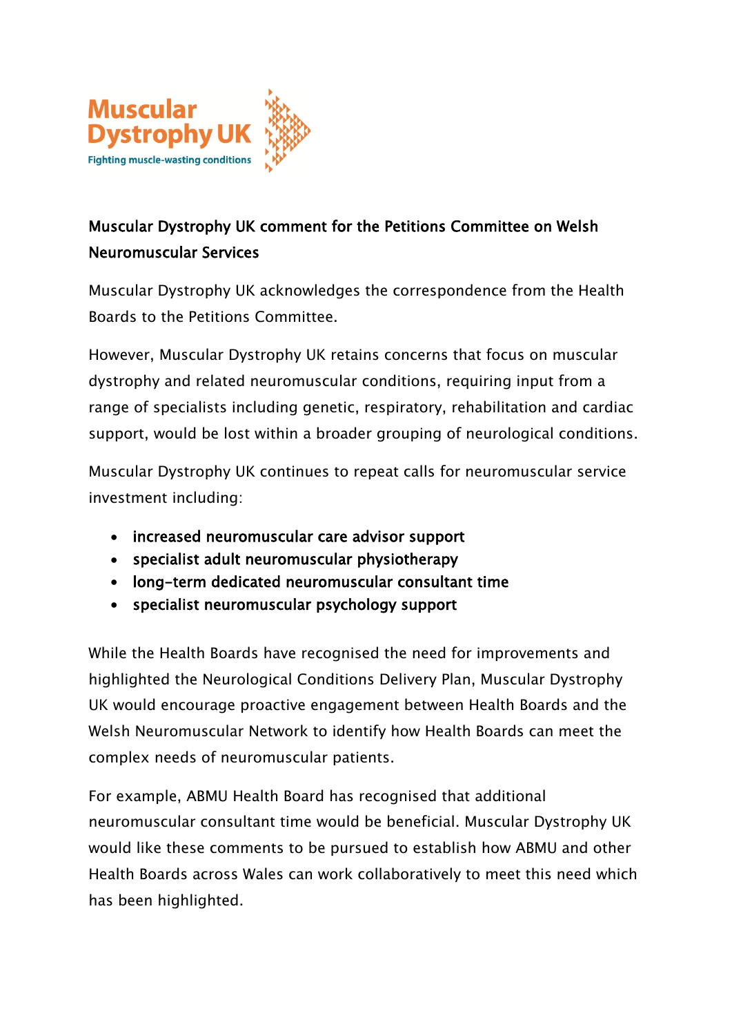Muscular Dystrophy UK

Fighting muscle-wasting conditions

## Muscular Dystrophy UK comment for the Petitions Committee on Welsh Neuromuscular Services

Muscular Dystrophy UK acknowledges the correspondence from the Health Boards to the Petitions Committee.

However, Muscular Dystrophy UK retains concerns that focus on muscular dystrophy and related neuromuscular conditions, requiring input from a range of specialists including genetic, respiratory, rehabilitation and cardiac support, would be lost within a broader grouping of neurological conditions.

Muscular Dystrophy UK continues to repeat calls for neuromuscular service investment including:

- **increased neuromuscular care advisor support**
- **specialist adult neuromuscular physiotherapy**
- **long-term dedicated neuromuscular consultant time**
- **specialist neuromuscular psychology support**

While the Health Boards have recognised the need for improvements and highlighted the Neurological Conditions Delivery Plan, Muscular Dystrophy UK would encourage proactive engagement between Health Boards and the Welsh Neuromuscular Network to identify how Health Boards can meet the complex needs of neuromuscular patients.

For example, ABMU Health Board has recognised that additional neuromuscular consultant time would be beneficial. Muscular Dystrophy UK would like these comments to be pursued to establish how ABMU and other Health Boards across Wales can work collaboratively to meet this need which has been highlighted.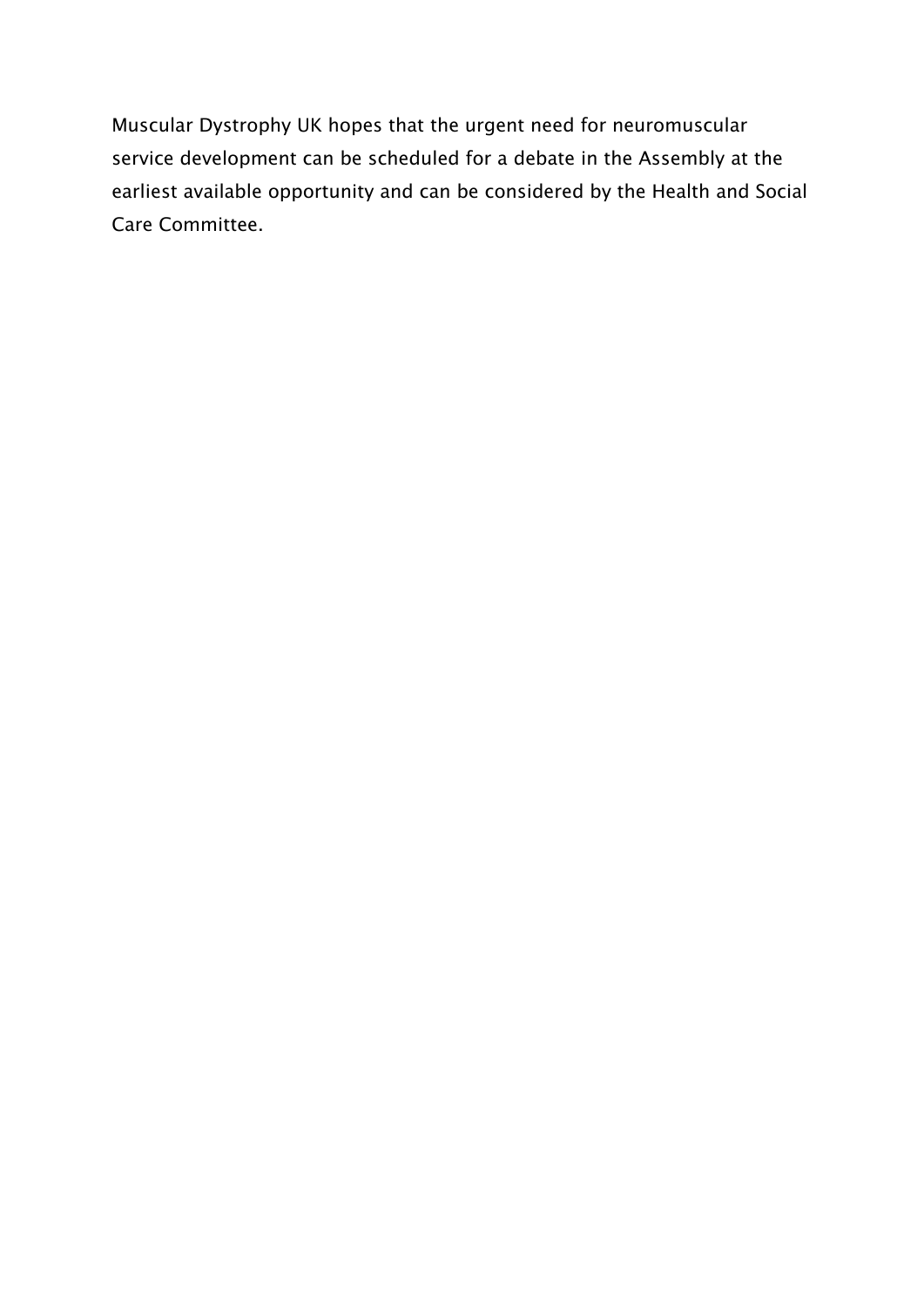Muscular Dystrophy UK hopes that the urgent need for neuromuscular service development can be scheduled for a debate in the Assembly at the earliest available opportunity and can be considered by the Health and Social Care Committee.